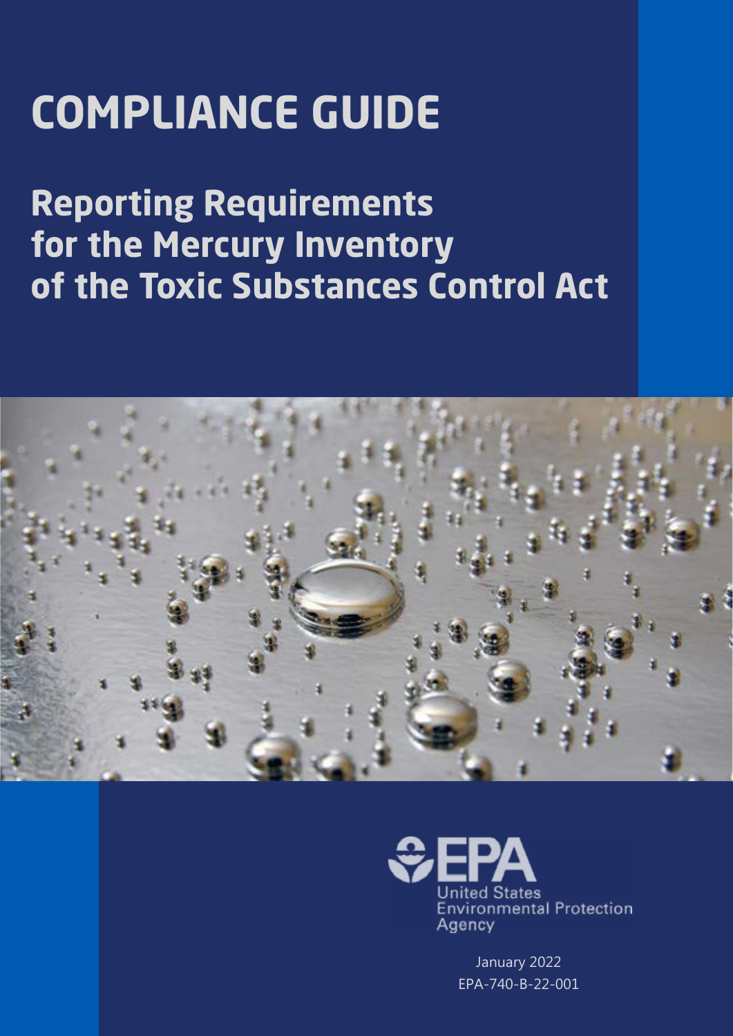# COMPLIANCE GUIDE

## Reporting Requirements for the Mercury Inventory of the Toxic Substances Control Act

United States Environmental Protection Agency

January 2022

EPA-740-B-22-001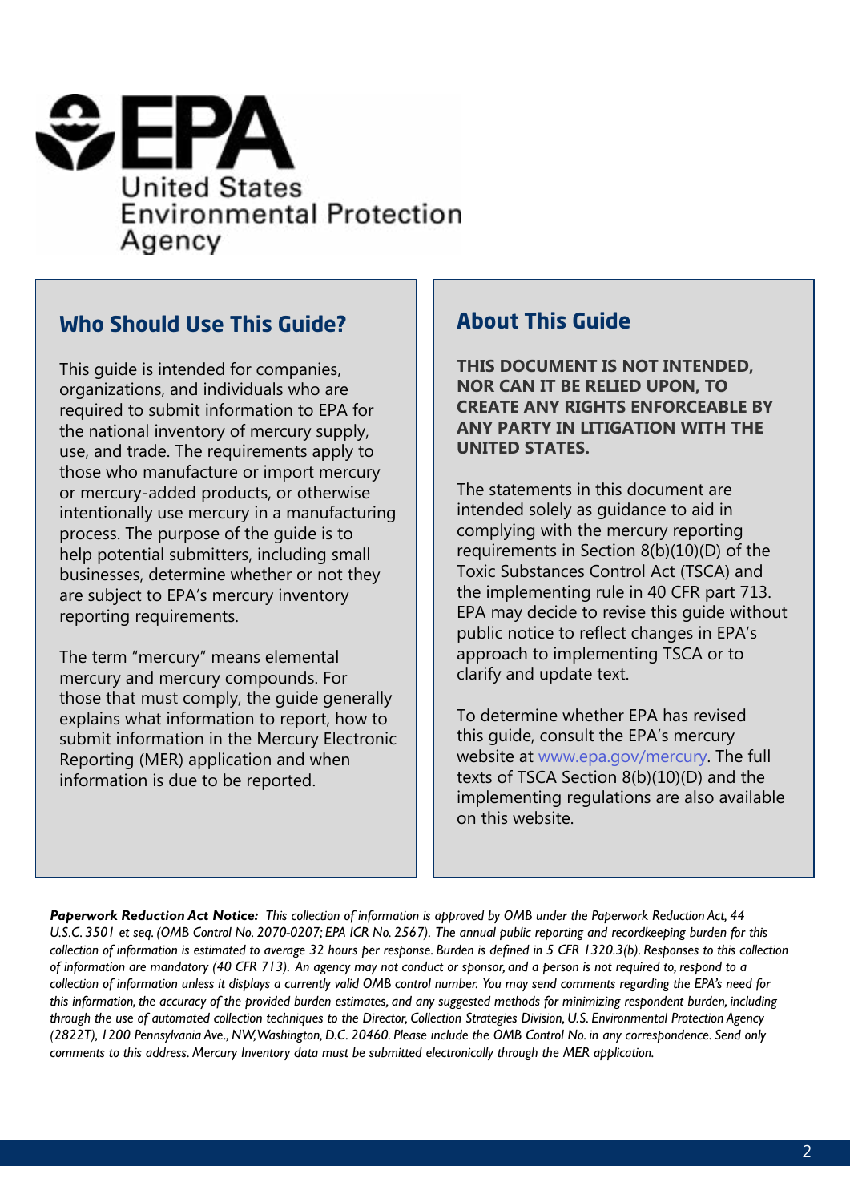United States Environmental Protection Agency

## Who Should Use This Guide?

This guide is intended for companies, organizations, and individuals who are required to submit information to EPA for the national inventory of mercury supply, use, and trade. The requirements apply to those who manufacture or import mercury or mercury-added products, or otherwise intentionally use mercury in a manufacturing process. The purpose of the guide is to help potential submitters, including small businesses, determine whether or not they are subject to EPA's mercury inventory reporting requirements.

The term "mercury" means elemental mercury and mercury compounds. For those that must comply, the guide generally explains what information to report, how to submit information in the Mercury Electronic Reporting (MER) application and when information is due to be reported.

## About This Guide

**THIS DOCUMENT IS NOT INTENDED, NOR CAN IT BE RELIED UPON, TO CREATE ANY RIGHTS ENFORCEABLE BY ANY PARTY IN LITIGATION WITH THE UNITED STATES.**

The statements in this document are intended solely as guidance to aid in complying with the mercury reporting requirements in Section 8(b)(10)(D) of the Toxic Substances Control Act (TSCA) and the implementing rule in 40 CFR part 713. EPA may decide to revise this guide without public notice to reflect changes in EPA's approach to implementing TSCA or to clarify and update text.

To determine whether EPA has revised this guide, consult the EPA's mercury website at www.epa.gov/mercury. The full texts of TSCA Section 8(b)(10)(D) and the implementing regulations are also available on this website.

***Paperwork Reduction Act Notice:*** *This collection of information is approved by OMB under the Paperwork Reduction Act, 44 U.S.C. 3501 et seq. (OMB Control No. 2070-0207; EPA ICR No. 2567). The annual public reporting and recordkeeping burden for this collection of information is estimated to average 32 hours per response. Burden is defined in 5 CFR 1320.3(b). Responses to this collection of information are mandatory (40 CFR 713). An agency may not conduct or sponsor, and a person is not required to, respond to a collection of information unless it displays a currently valid OMB control number. You may send comments regarding the EPA's need for this information, the accuracy of the provided burden estimates, and any suggested methods for minimizing respondent burden, including through the use of automated collection techniques to the Director, Collection Strategies Division, U.S. Environmental Protection Agency (2822T), 1200 Pennsylvania Ave., NW, Washington, D.C. 20460. Please include the OMB Control No. in any correspondence. Send only comments to this address. Mercury Inventory data must be submitted electronically through the MER application.*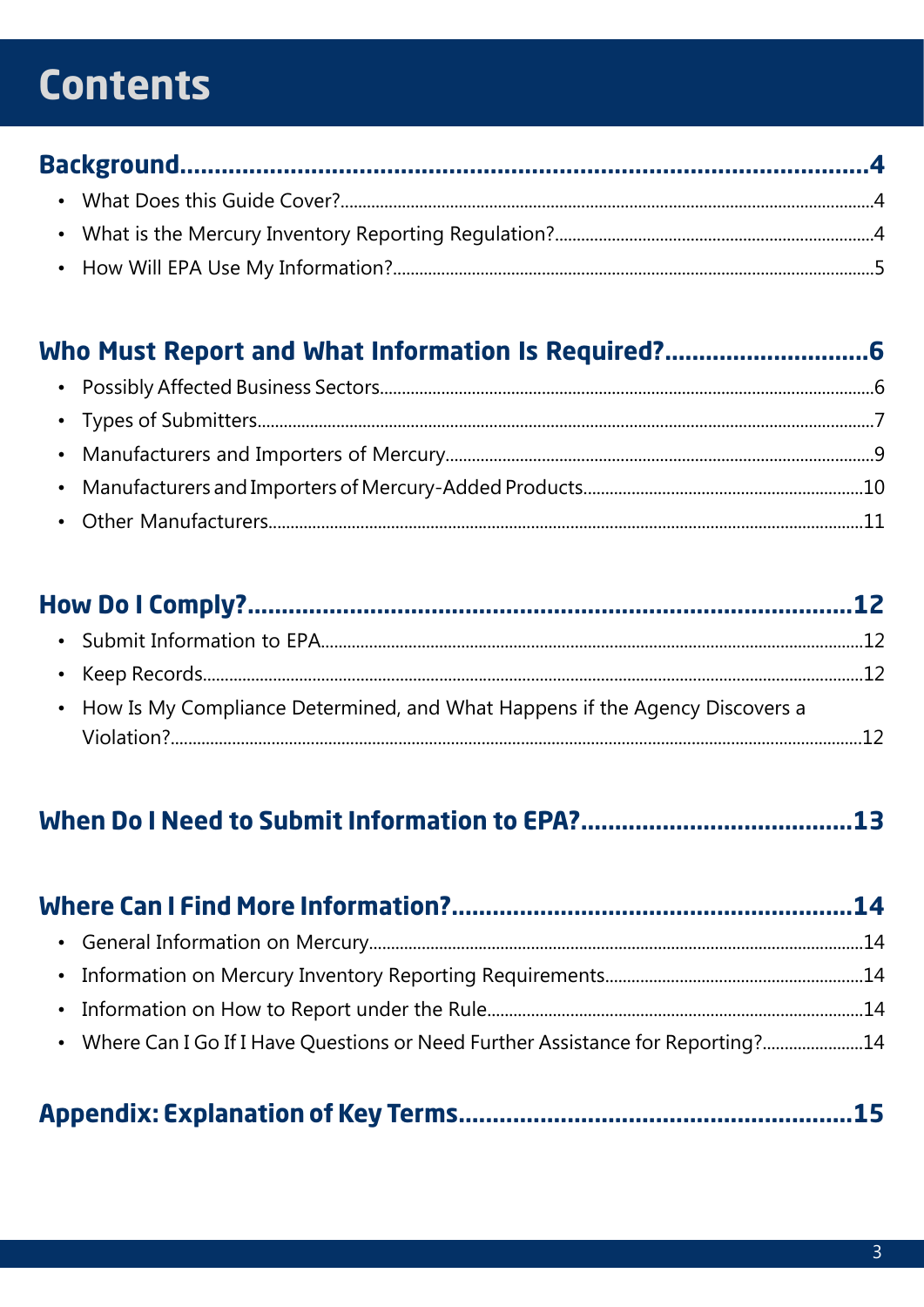# Contents

## Background....4

- What Does this Guide Cover?....4
- What is the Mercury Inventory Reporting Regulation?....4
- How Will EPA Use My Information?....5

## Who Must Report and What Information Is Required?....6

- Possibly Affected Business Sectors....6
- Types of Submitters....7
- Manufacturers and Importers of Mercury....9
- Manufacturers and Importers of Mercury-Added Products....10
- Other Manufacturers....11

## How Do I Comply?....12

- Submit Information to EPA....12
- Keep Records....12
- How Is My Compliance Determined, and What Happens if the Agency Discovers a Violation?....12

## When Do I Need to Submit Information to EPA?....13

## Where Can I Find More Information?....14

- General Information on Mercury....14
- Information on Mercury Inventory Reporting Requirements....14
- Information on How to Report under the Rule....14
- Where Can I Go If I Have Questions or Need Further Assistance for Reporting?....14

## Appendix: Explanation of Key Terms....15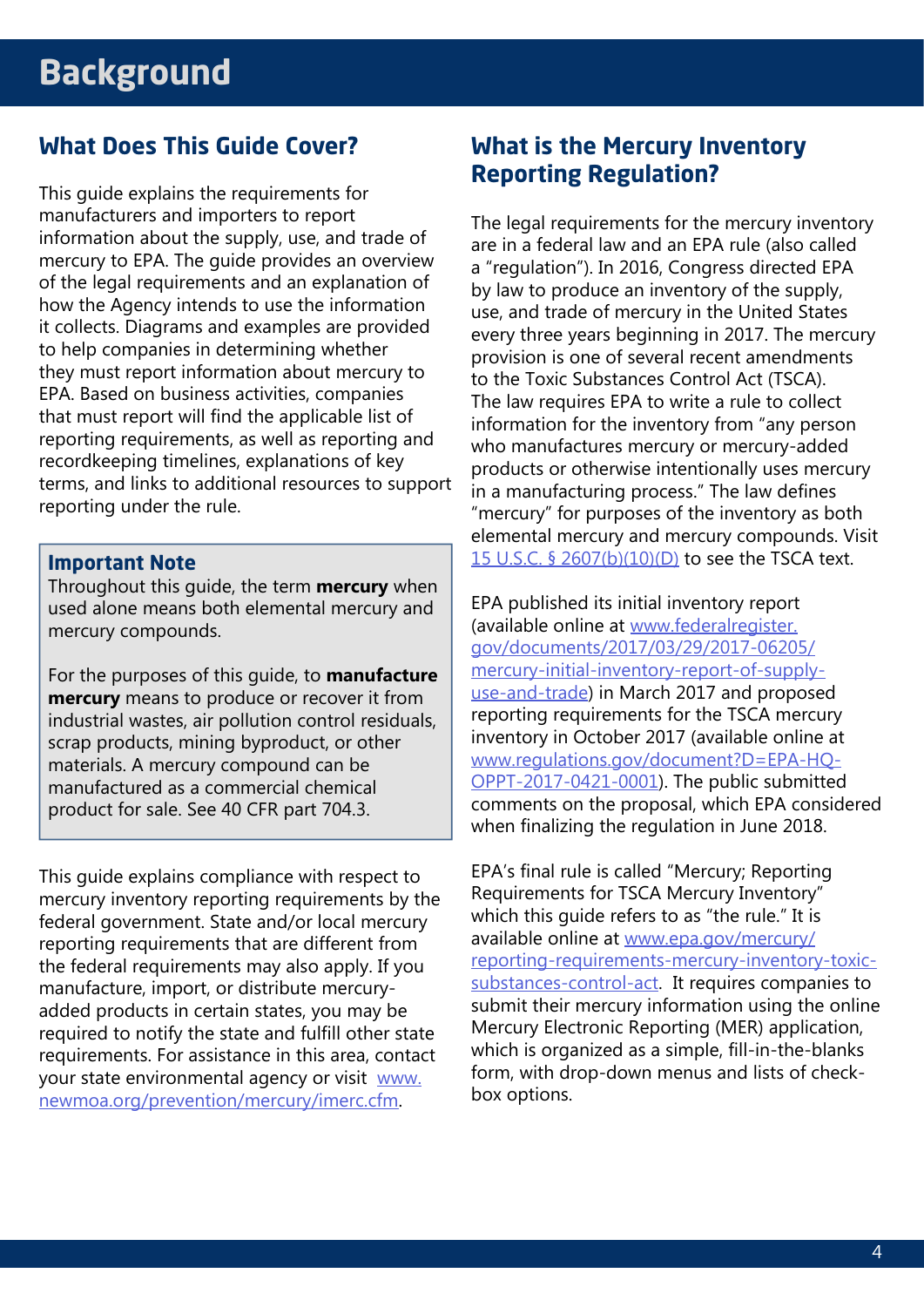# Background

## What Does This Guide Cover?

This guide explains the requirements for manufacturers and importers to report information about the supply, use, and trade of mercury to EPA. The guide provides an overview of the legal requirements and an explanation of how the Agency intends to use the information it collects. Diagrams and examples are provided to help companies in determining whether they must report information about mercury to EPA. Based on business activities, companies that must report will find the applicable list of reporting requirements, as well as reporting and recordkeeping timelines, explanations of key terms, and links to additional resources to support reporting under the rule.

> **Important Note**
>
> Throughout this guide, the term **mercury** when used alone means both elemental mercury and mercury compounds.
>
> For the purposes of this guide, to **manufacture mercury** means to produce or recover it from industrial wastes, air pollution control residuals, scrap products, mining byproduct, or other materials. A mercury compound can be manufactured as a commercial chemical product for sale. See 40 CFR part 704.3.

This guide explains compliance with respect to mercury inventory reporting requirements by the federal government. State and/or local mercury reporting requirements that are different from the federal requirements may also apply. If you manufacture, import, or distribute mercury-added products in certain states, you may be required to notify the state and fulfill other state requirements. For assistance in this area, contact your state environmental agency or visit www.newmoa.org/prevention/mercury/imerc.cfm.

## What is the Mercury Inventory Reporting Regulation?

The legal requirements for the mercury inventory are in a federal law and an EPA rule (also called a "regulation"). In 2016, Congress directed EPA by law to produce an inventory of the supply, use, and trade of mercury in the United States every three years beginning in 2017. The mercury provision is one of several recent amendments to the Toxic Substances Control Act (TSCA). The law requires EPA to write a rule to collect information for the inventory from "any person who manufactures mercury or mercury-added products or otherwise intentionally uses mercury in a manufacturing process." The law defines "mercury" for purposes of the inventory as both elemental mercury and mercury compounds. Visit 15 U.S.C. § 2607(b)(10)(D) to see the TSCA text.

EPA published its initial inventory report (available online at www.federalregister.gov/documents/2017/03/29/2017-06205/mercury-initial-inventory-report-of-supply-use-and-trade) in March 2017 and proposed reporting requirements for the TSCA mercury inventory in October 2017 (available online at www.regulations.gov/document?D=EPA-HQ-OPPT-2017-0421-0001). The public submitted comments on the proposal, which EPA considered when finalizing the regulation in June 2018.

EPA's final rule is called "Mercury; Reporting Requirements for TSCA Mercury Inventory" which this guide refers to as "the rule." It is available online at www.epa.gov/mercury/reporting-requirements-mercury-inventory-toxic-substances-control-act. It requires companies to submit their mercury information using the online Mercury Electronic Reporting (MER) application, which is organized as a simple, fill-in-the-blanks form, with drop-down menus and lists of check-box options.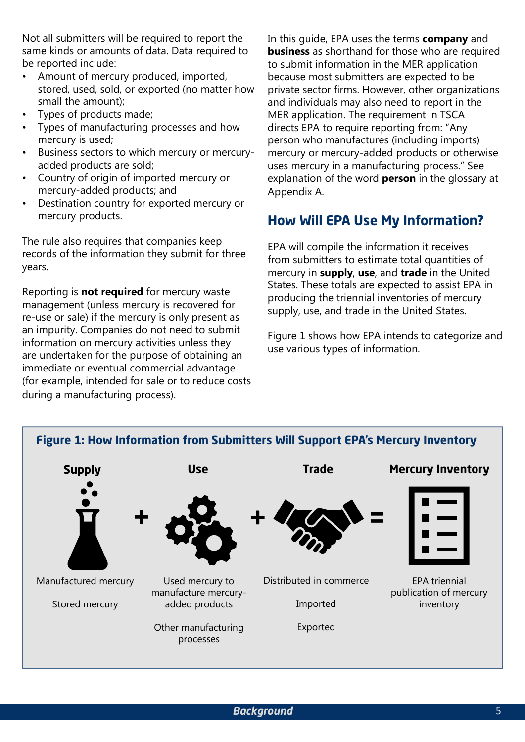Not all submitters will be required to report the same kinds or amounts of data. Data required to be reported include:

- Amount of mercury produced, imported, stored, used, sold, or exported (no matter how small the amount);
- Types of products made;
- Types of manufacturing processes and how mercury is used;
- Business sectors to which mercury or mercury-added products are sold;
- Country of origin of imported mercury or mercury-added products; and
- Destination country for exported mercury or mercury products.

The rule also requires that companies keep records of the information they submit for three years.

Reporting is **not required** for mercury waste management (unless mercury is recovered for re-use or sale) if the mercury is only present as an impurity. Companies do not need to submit information on mercury activities unless they are undertaken for the purpose of obtaining an immediate or eventual commercial advantage (for example, intended for sale or to reduce costs during a manufacturing process).

In this guide, EPA uses the terms **company** and **business** as shorthand for those who are required to submit information in the MER application because most submitters are expected to be private sector firms. However, other organizations and individuals may also need to report in the MER application. The requirement in TSCA directs EPA to require reporting from: "Any person who manufactures (including imports) mercury or mercury-added products or otherwise uses mercury in a manufacturing process." See explanation of the word **person** in the glossary at Appendix A.

## How Will EPA Use My Information?

EPA will compile the information it receives from submitters to estimate total quantities of mercury in **supply**, **use**, and **trade** in the United States. These totals are expected to assist EPA in producing the triennial inventories of mercury supply, use, and trade in the United States.

Figure 1 shows how EPA intends to categorize and use various types of information.

### Figure 1: How Information from Submitters Will Support EPA's Mercury Inventory

Supply + Use + Trade = Mercury Inventory

**Supply**
Manufactured mercury
Stored mercury

**Use**
Used mercury to manufacture mercury-added products
Other manufacturing processes

**Trade**
Distributed in commerce
Imported
Exported

**Mercury Inventory**
EPA triennial publication of mercury inventory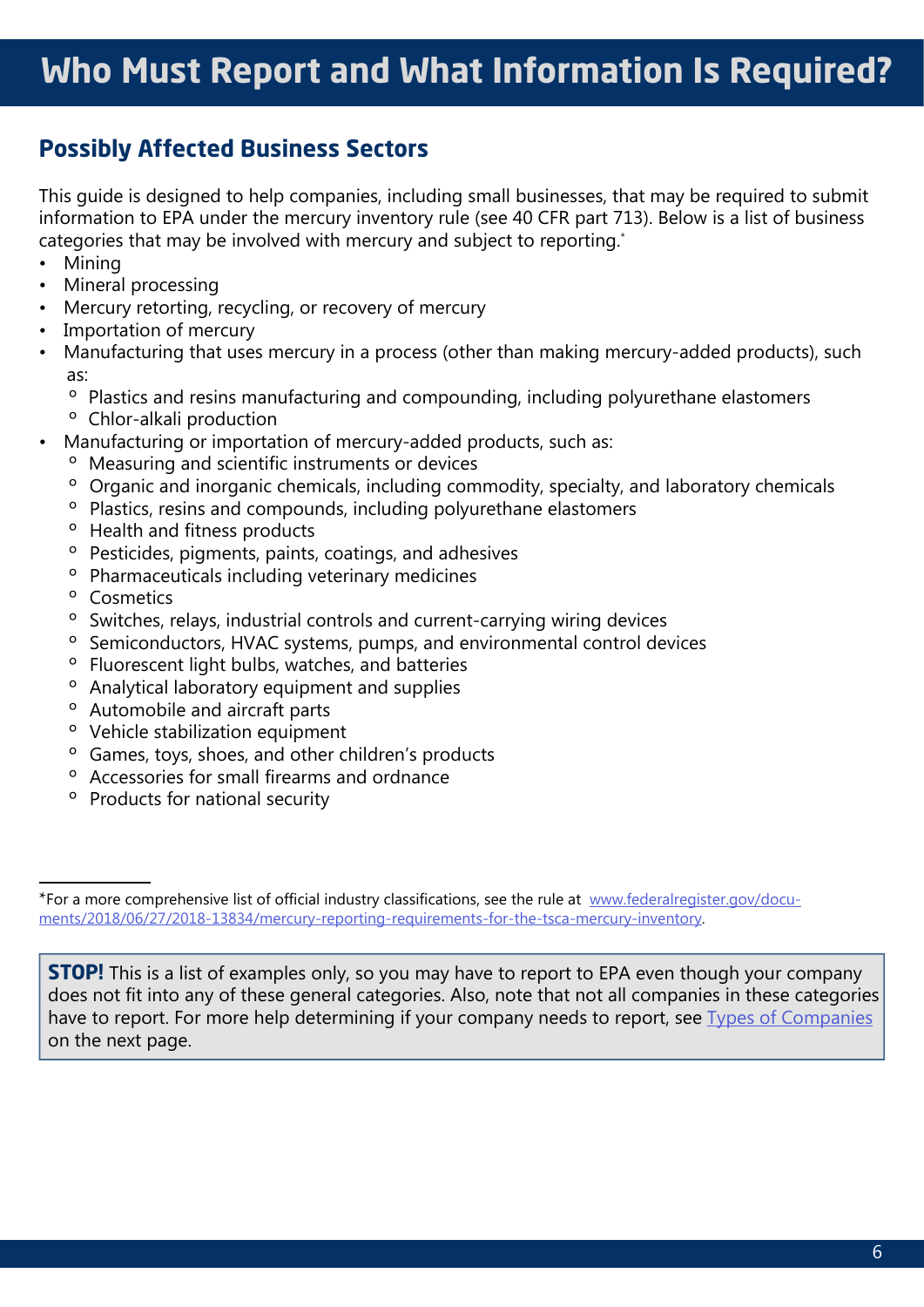# Who Must Report and What Information Is Required?

## Possibly Affected Business Sectors

This guide is designed to help companies, including small businesses, that may be required to submit information to EPA under the mercury inventory rule (see 40 CFR part 713). Below is a list of business categories that may be involved with mercury and subject to reporting.*

- Mining
- Mineral processing
- Mercury retorting, recycling, or recovery of mercury
- Importation of mercury
- Manufacturing that uses mercury in a process (other than making mercury-added products), such as:
  - Plastics and resins manufacturing and compounding, including polyurethane elastomers
  - Chlor-alkali production
- Manufacturing or importation of mercury-added products, such as:
  - Measuring and scientific instruments or devices
  - Organic and inorganic chemicals, including commodity, specialty, and laboratory chemicals
  - Plastics, resins and compounds, including polyurethane elastomers
  - Health and fitness products
  - Pesticides, pigments, paints, coatings, and adhesives
  - Pharmaceuticals including veterinary medicines
  - Cosmetics
  - Switches, relays, industrial controls and current-carrying wiring devices
  - Semiconductors, HVAC systems, pumps, and environmental control devices
  - Fluorescent light bulbs, watches, and batteries
  - Analytical laboratory equipment and supplies
  - Automobile and aircraft parts
  - Vehicle stabilization equipment
  - Games, toys, shoes, and other children's products
  - Accessories for small firearms and ordnance
  - Products for national security

*For a more comprehensive list of official industry classifications, see the rule at [www.federalregister.gov/documents/2018/06/27/2018-13834/mercury-reporting-requirements-for-the-tsca-mercury-inventory](https://www.federalregister.gov/documents/2018/06/27/2018-13834/mercury-reporting-requirements-for-the-tsca-mercury-inventory).

> **STOP!** This is a list of examples only, so you may have to report to EPA even though your company does not fit into any of these general categories. Also, note that not all companies in these categories have to report. For more help determining if your company needs to report, see Types of Companies on the next page.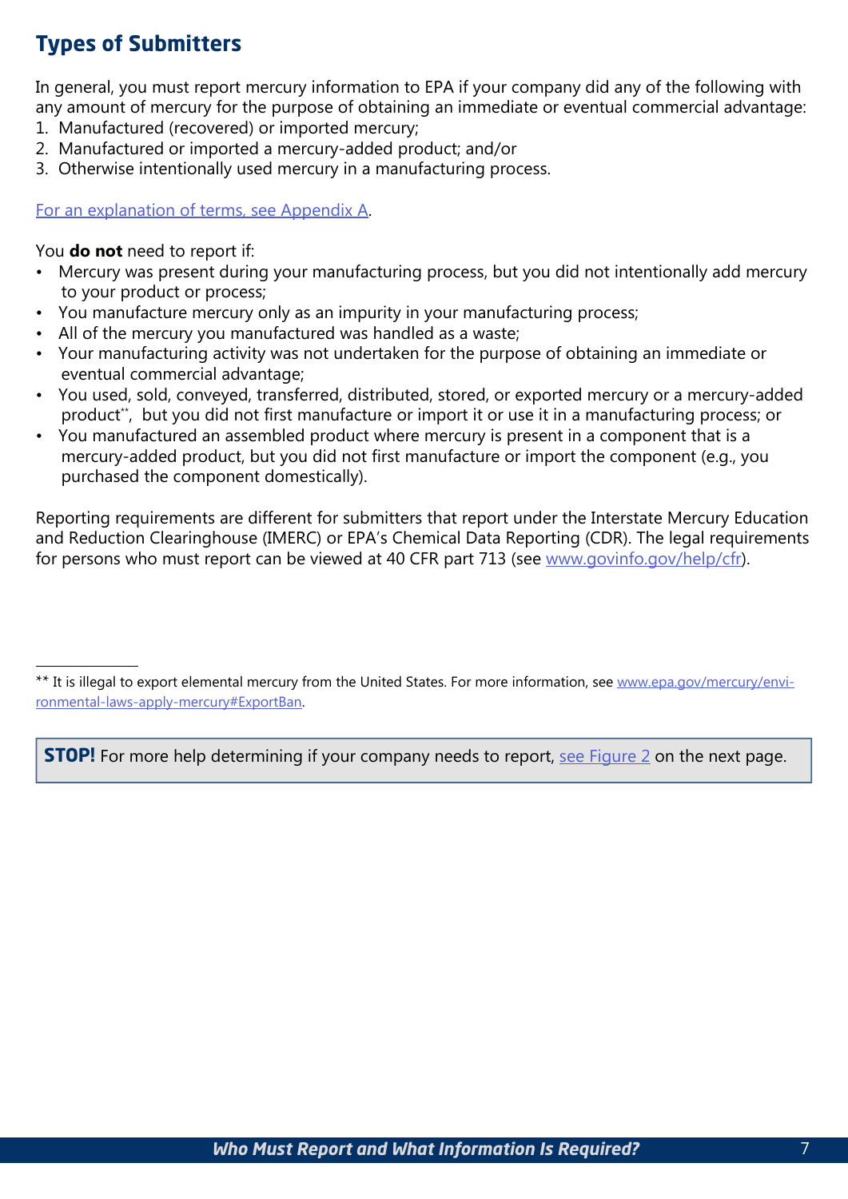## Types of Submitters

In general, you must report mercury information to EPA if your company did any of the following with any amount of mercury for the purpose of obtaining an immediate or eventual commercial advantage:

1. Manufactured (recovered) or imported mercury;
2. Manufactured or imported a mercury-added product; and/or
3. Otherwise intentionally used mercury in a manufacturing process.

[For an explanation of terms, see Appendix A](#).

You **do not** need to report if:

- Mercury was present during your manufacturing process, but you did not intentionally add mercury to your product or process;
- You manufacture mercury only as an impurity in your manufacturing process;
- All of the mercury you manufactured was handled as a waste;
- Your manufacturing activity was not undertaken for the purpose of obtaining an immediate or eventual commercial advantage;
- You used, sold, conveyed, transferred, distributed, stored, or exported mercury or a mercury-added product**, but you did not first manufacture or import it or use it in a manufacturing process; or
- You manufactured an assembled product where mercury is present in a component that is a mercury-added product, but you did not first manufacture or import the component (e.g., you purchased the component domestically).

Reporting requirements are different for submitters that report under the Interstate Mercury Education and Reduction Clearinghouse (IMERC) or EPA's Chemical Data Reporting (CDR). The legal requirements for persons who must report can be viewed at 40 CFR part 713 (see www.govinfo.gov/help/cfr).

---

** It is illegal to export elemental mercury from the United States. For more information, see www.epa.gov/mercury/environmental-laws-apply-mercury#ExportBan.

**STOP!** For more help determining if your company needs to report, see Figure 2 on the next page.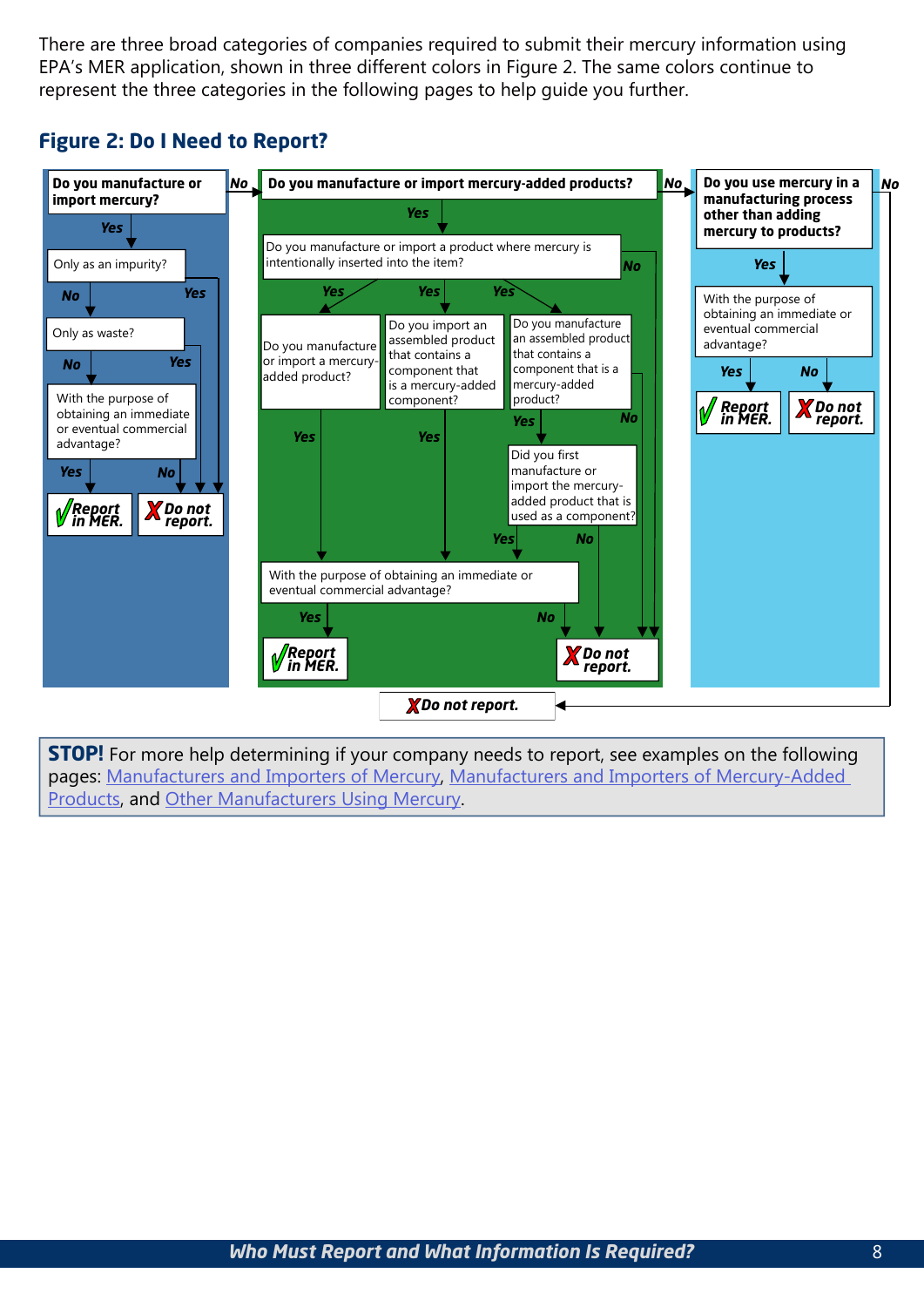There are three broad categories of companies required to submit their mercury information using EPA's MER application, shown in three different colors in Figure 2. The same colors continue to represent the three categories in the following pages to help guide you further.

## Figure 2: Do I Need to Report?

**Do you manufacture or import mercury?**

No

Yes

Only as an impurity?

No

Yes

Only as waste?

No

Yes

With the purpose of obtaining an immediate or eventual commercial advantage?

Yes

No

Report in MER.

Do not report.

**Do you manufacture or import mercury-added products?**

No

Yes

Do you manufacture or import a product where mercury is intentionally inserted into the item?

No

Yes

Yes

Yes

Do you manufacture or import a mercury-added product?

Do you import an assembled product that contains a component that is a mercury-added component?

Do you manufacture an assembled product that contains a component that is a mercury-added product?

Yes

Yes

Yes

No

Did you first manufacture or import the mercury-added product that is used as a component?

Yes

No

With the purpose of obtaining an immediate or eventual commercial advantage?

Yes

No

Report in MER.

Do not report.

**Do you use mercury in a manufacturing process other than adding mercury to products?**

No

Yes

With the purpose of obtaining an immediate or eventual commercial advantage?

Yes

No

Report in MER.

Do not report.

Do not report.

**STOP!** For more help determining if your company needs to report, see examples on the following pages: Manufacturers and Importers of Mercury, Manufacturers and Importers of Mercury-Added Products, and Other Manufacturers Using Mercury.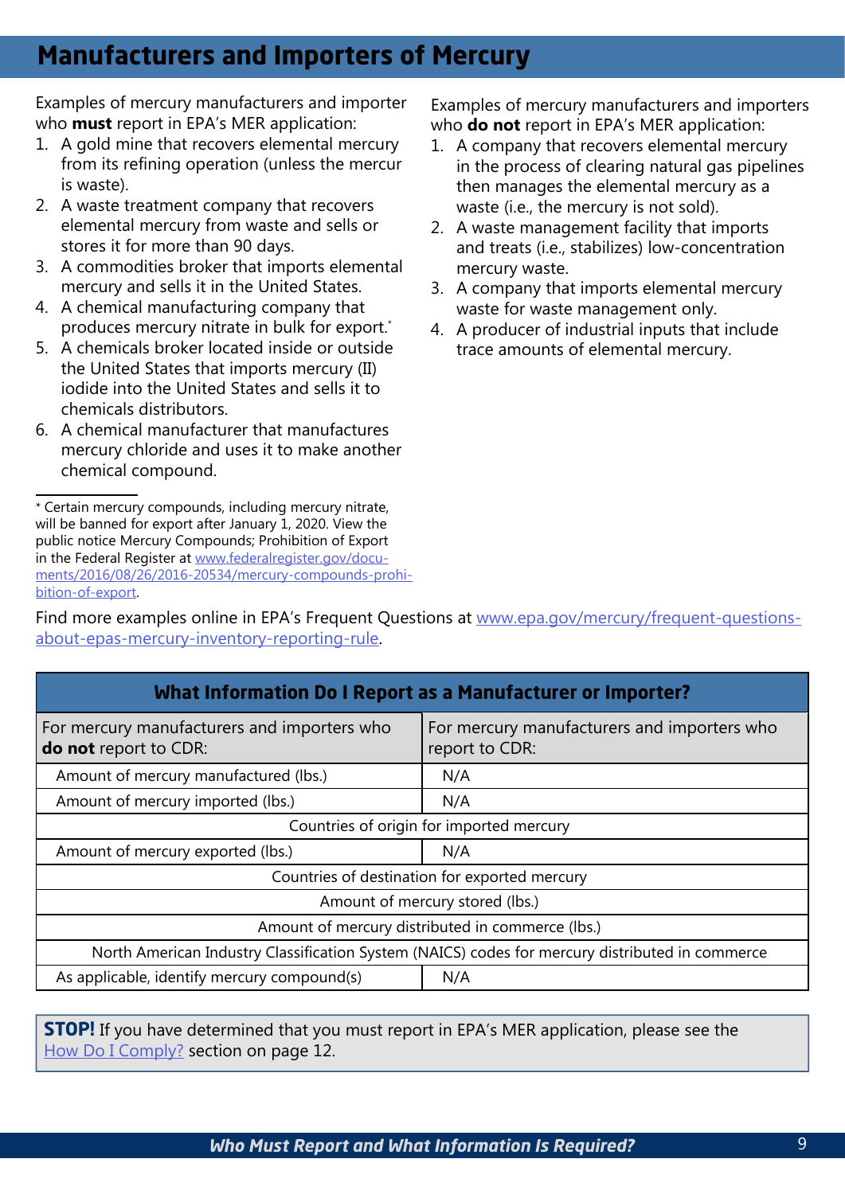# Manufacturers and Importers of Mercury

Examples of mercury manufacturers and importer who **must** report in EPA's MER application:

1. A gold mine that recovers elemental mercury from its refining operation (unless the mercur is waste).
2. A waste treatment company that recovers elemental mercury from waste and sells or stores it for more than 90 days.
3. A commodities broker that imports elemental mercury and sells it in the United States.
4. A chemical manufacturing company that produces mercury nitrate in bulk for export.*
5. A chemicals broker located inside or outside the United States that imports mercury (II) iodide into the United States and sells it to chemicals distributors.
6. A chemical manufacturer that manufactures mercury chloride and uses it to make another chemical compound.

\* Certain mercury compounds, including mercury nitrate, will be banned for export after January 1, 2020. View the public notice Mercury Compounds; Prohibition of Export in the Federal Register at www.federalregister.gov/documents/2016/08/26/2016-20534/mercury-compounds-prohibition-of-export.

Examples of mercury manufacturers and importers who **do not** report in EPA's MER application:

1. A company that recovers elemental mercury in the process of clearing natural gas pipelines then manages the elemental mercury as a waste (i.e., the mercury is not sold).
2. A waste management facility that imports and treats (i.e., stabilizes) low-concentration mercury waste.
3. A company that imports elemental mercury waste for waste management only.
4. A producer of industrial inputs that include trace amounts of elemental mercury.

Find more examples online in EPA's Frequent Questions at www.epa.gov/mercury/frequent-questions-about-epas-mercury-inventory-reporting-rule.

| What Information Do I Report as a Manufacturer or Importer? | |
|---|---|
| For mercury manufacturers and importers who **do not** report to CDR: | For mercury manufacturers and importers who report to CDR: |
| Amount of mercury manufactured (lbs.) | N/A |
| Amount of mercury imported (lbs.) | N/A |
| Countries of origin for imported mercury | |
| Amount of mercury exported (lbs.) | N/A |
| Countries of destination for exported mercury | |
| Amount of mercury stored (lbs.) | |
| Amount of mercury distributed in commerce (lbs.) | |
| North American Industry Classification System (NAICS) codes for mercury distributed in commerce | |
| As applicable, identify mercury compound(s) | N/A |

**STOP!** If you have determined that you must report in EPA's MER application, please see the How Do I Comply? section on page 12.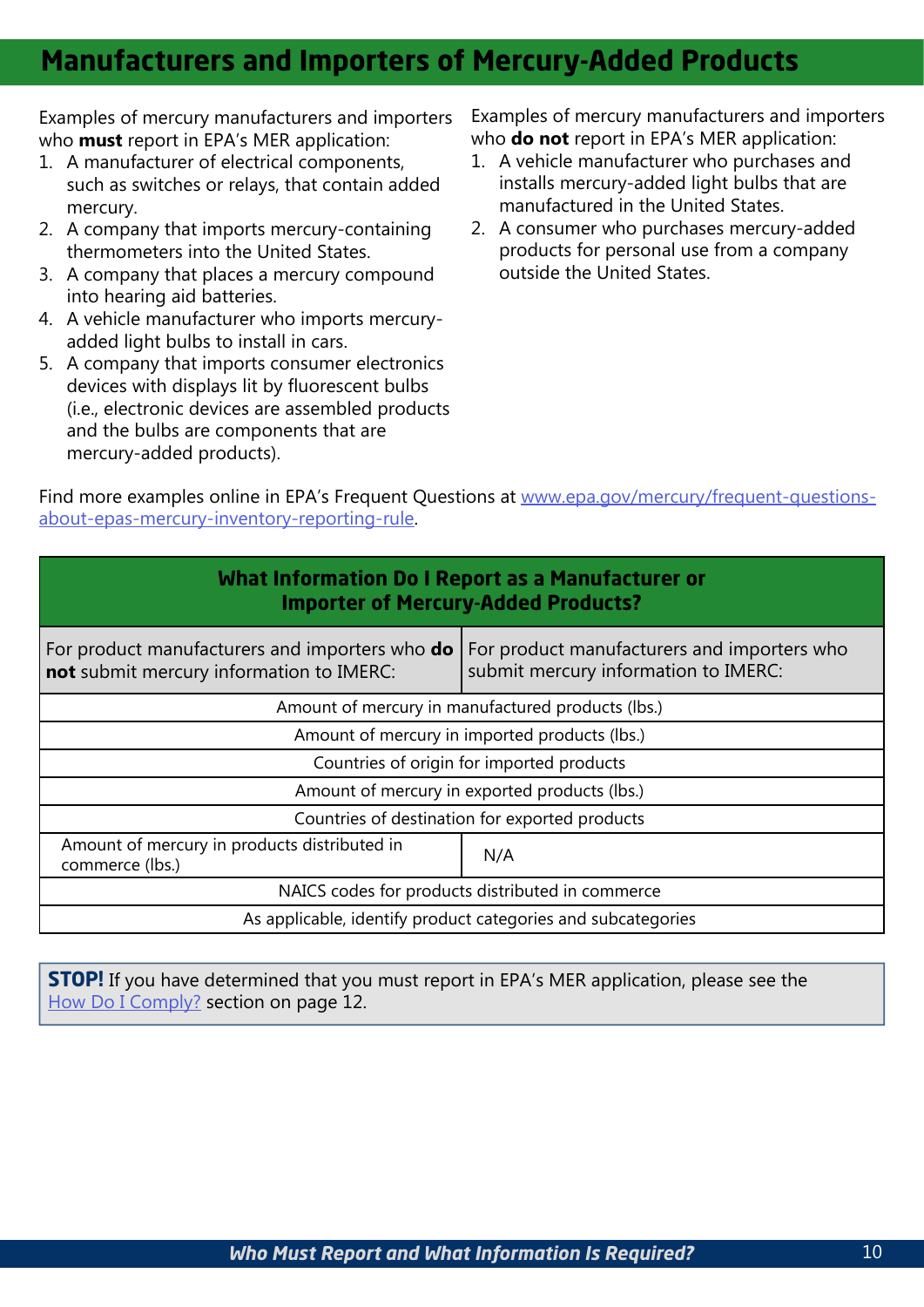## Manufacturers and Importers of Mercury-Added Products

Examples of mercury manufacturers and importers who **must** report in EPA's MER application:

1. A manufacturer of electrical components, such as switches or relays, that contain added mercury.
2. A company that imports mercury-containing thermometers into the United States.
3. A company that places a mercury compound into hearing aid batteries.
4. A vehicle manufacturer who imports mercury-added light bulbs to install in cars.
5. A company that imports consumer electronics devices with displays lit by fluorescent bulbs (i.e., electronic devices are assembled products and the bulbs are components that are mercury-added products).

Examples of mercury manufacturers and importers who **do not** report in EPA's MER application:

1. A vehicle manufacturer who purchases and installs mercury-added light bulbs that are manufactured in the United States.
2. A consumer who purchases mercury-added products for personal use from a company outside the United States.

Find more examples online in EPA's Frequent Questions at [www.epa.gov/mercury/frequent-questions-about-epas-mercury-inventory-reporting-rule](www.epa.gov/mercury/frequent-questions-about-epas-mercury-inventory-reporting-rule).

| What Information Do I Report as a Manufacturer or Importer of Mercury-Added Products? | |
|---|---|
| For product manufacturers and importers who **do not** submit mercury information to IMERC: | For product manufacturers and importers who submit mercury information to IMERC: |
| Amount of mercury in manufactured products (lbs.) | |
| Amount of mercury in imported products (lbs.) | |
| Countries of origin for imported products | |
| Amount of mercury in exported products (lbs.) | |
| Countries of destination for exported products | |
| Amount of mercury in products distributed in commerce (lbs.) | N/A |
| NAICS codes for products distributed in commerce | |
| As applicable, identify product categories and subcategories | |

**STOP!** If you have determined that you must report in EPA's MER application, please see the How Do I Comply? section on page 12.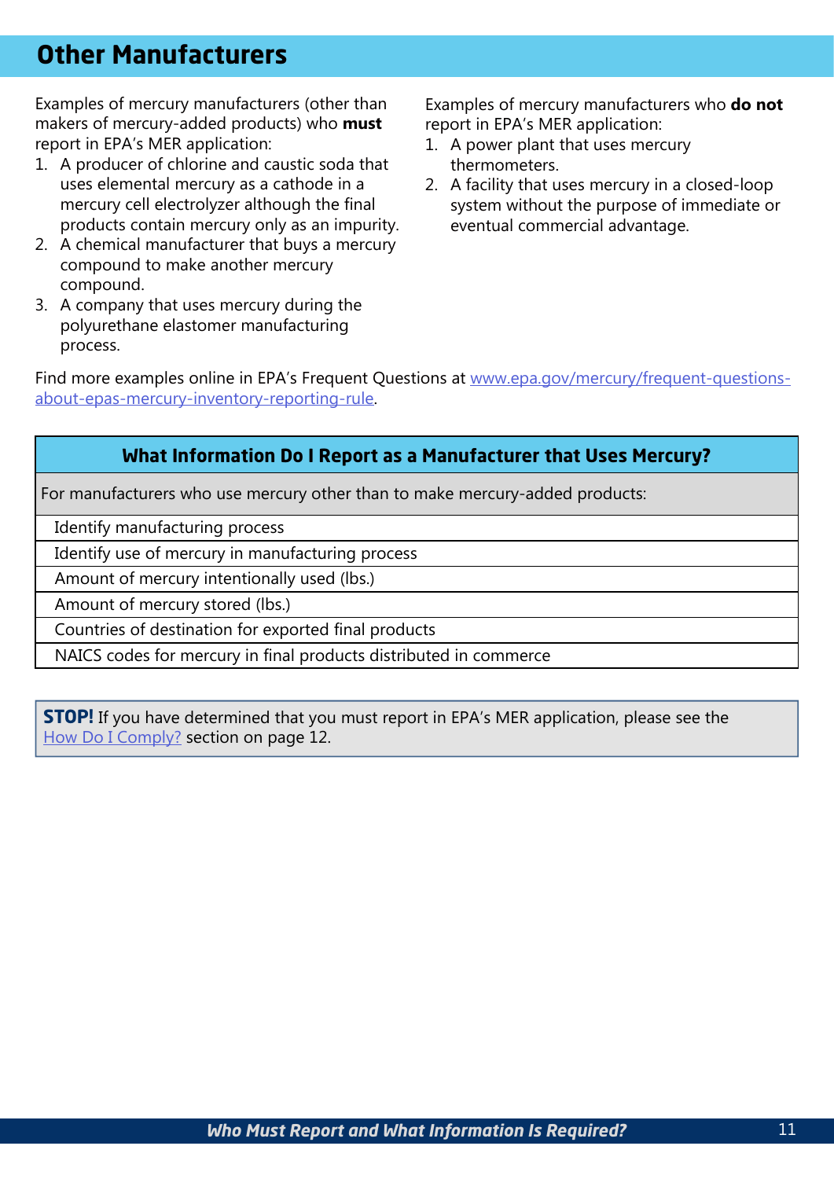## Other Manufacturers

Examples of mercury manufacturers (other than makers of mercury-added products) who **must** report in EPA's MER application:

1. A producer of chlorine and caustic soda that uses elemental mercury as a cathode in a mercury cell electrolyzer although the final products contain mercury only as an impurity.
2. A chemical manufacturer that buys a mercury compound to make another mercury compound.
3. A company that uses mercury during the polyurethane elastomer manufacturing process.

Examples of mercury manufacturers who **do not** report in EPA's MER application:

1. A power plant that uses mercury thermometers.
2. A facility that uses mercury in a closed-loop system without the purpose of immediate or eventual commercial advantage.

Find more examples online in EPA's Frequent Questions at [www.epa.gov/mercury/frequent-questions-about-epas-mercury-inventory-reporting-rule](www.epa.gov/mercury/frequent-questions-about-epas-mercury-inventory-reporting-rule).

| What Information Do I Report as a Manufacturer that Uses Mercury? |
|---|
| For manufacturers who use mercury other than to make mercury-added products: |
| Identify manufacturing process |
| Identify use of mercury in manufacturing process |
| Amount of mercury intentionally used (lbs.) |
| Amount of mercury stored (lbs.) |
| Countries of destination for exported final products |
| NAICS codes for mercury in final products distributed in commerce |

**STOP!** If you have determined that you must report in EPA's MER application, please see the How Do I Comply? section on page 12.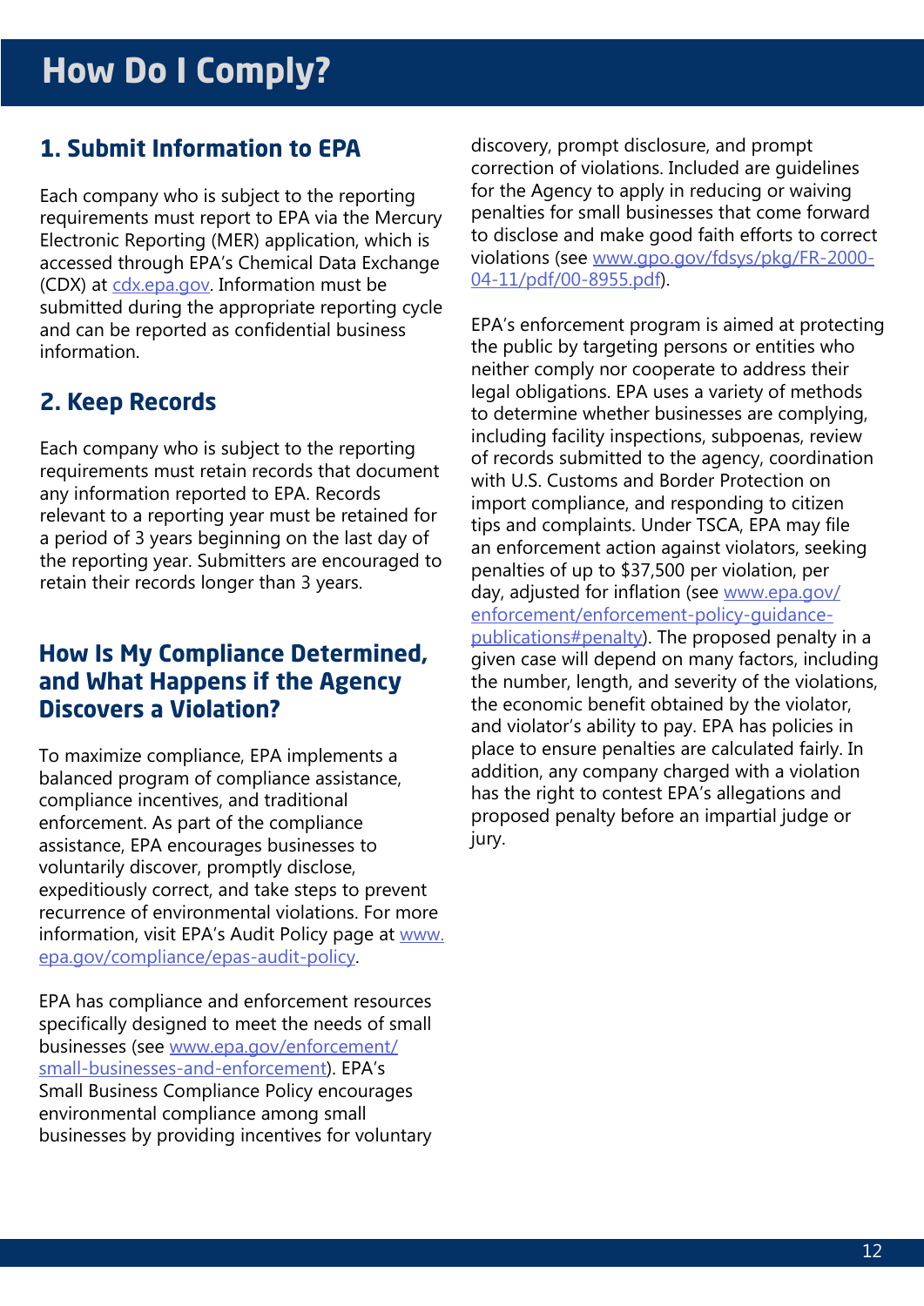# How Do I Comply?

## 1. Submit Information to EPA

Each company who is subject to the reporting requirements must report to EPA via the Mercury Electronic Reporting (MER) application, which is accessed through EPA's Chemical Data Exchange (CDX) at cdx.epa.gov. Information must be submitted during the appropriate reporting cycle and can be reported as confidential business information.

## 2. Keep Records

Each company who is subject to the reporting requirements must retain records that document any information reported to EPA. Records relevant to a reporting year must be retained for a period of 3 years beginning on the last day of the reporting year. Submitters are encouraged to retain their records longer than 3 years.

## How Is My Compliance Determined, and What Happens if the Agency Discovers a Violation?

To maximize compliance, EPA implements a balanced program of compliance assistance, compliance incentives, and traditional enforcement. As part of the compliance assistance, EPA encourages businesses to voluntarily discover, promptly disclose, expeditiously correct, and take steps to prevent recurrence of environmental violations. For more information, visit EPA's Audit Policy page at www.epa.gov/compliance/epas-audit-policy.

EPA has compliance and enforcement resources specifically designed to meet the needs of small businesses (see www.epa.gov/enforcement/small-businesses-and-enforcement). EPA's Small Business Compliance Policy encourages environmental compliance among small businesses by providing incentives for voluntary discovery, prompt disclosure, and prompt correction of violations. Included are guidelines for the Agency to apply in reducing or waiving penalties for small businesses that come forward to disclose and make good faith efforts to correct violations (see www.gpo.gov/fdsys/pkg/FR-2000-04-11/pdf/00-8955.pdf).

EPA's enforcement program is aimed at protecting the public by targeting persons or entities who neither comply nor cooperate to address their legal obligations. EPA uses a variety of methods to determine whether businesses are complying, including facility inspections, subpoenas, review of records submitted to the agency, coordination with U.S. Customs and Border Protection on import compliance, and responding to citizen tips and complaints. Under TSCA, EPA may file an enforcement action against violators, seeking penalties of up to $37,500 per violation, per day, adjusted for inflation (see www.epa.gov/enforcement/enforcement-policy-guidance-publications#penalty). The proposed penalty in a given case will depend on many factors, including the number, length, and severity of the violations, the economic benefit obtained by the violator, and violator's ability to pay. EPA has policies in place to ensure penalties are calculated fairly. In addition, any company charged with a violation has the right to contest EPA's allegations and proposed penalty before an impartial judge or jury.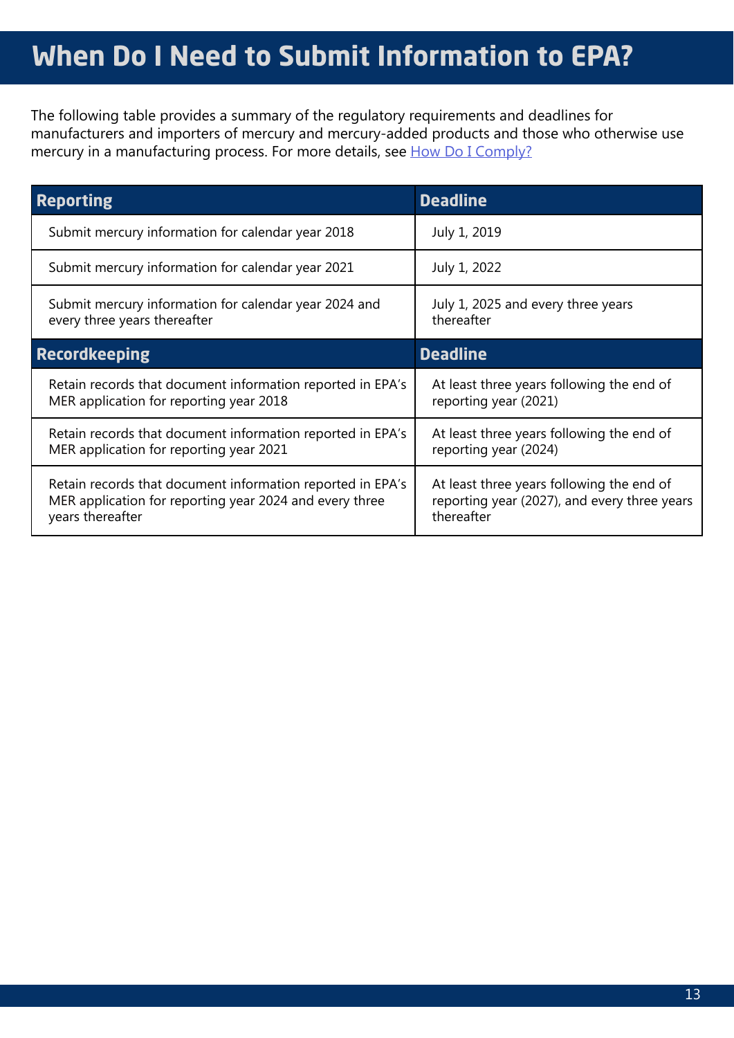# When Do I Need to Submit Information to EPA?

The following table provides a summary of the regulatory requirements and deadlines for manufacturers and importers of mercury and mercury-added products and those who otherwise use mercury in a manufacturing process. For more details, see How Do I Comply?

| Reporting | Deadline |
|---|---|
| Submit mercury information for calendar year 2018 | July 1, 2019 |
| Submit mercury information for calendar year 2021 | July 1, 2022 |
| Submit mercury information for calendar year 2024 and every three years thereafter | July 1, 2025 and every three years thereafter |
| **Recordkeeping** | **Deadline** |
| Retain records that document information reported in EPA's MER application for reporting year 2018 | At least three years following the end of reporting year (2021) |
| Retain records that document information reported in EPA's MER application for reporting year 2021 | At least three years following the end of reporting year (2024) |
| Retain records that document information reported in EPA's MER application for reporting year 2024 and every three years thereafter | At least three years following the end of reporting year (2027), and every three years thereafter |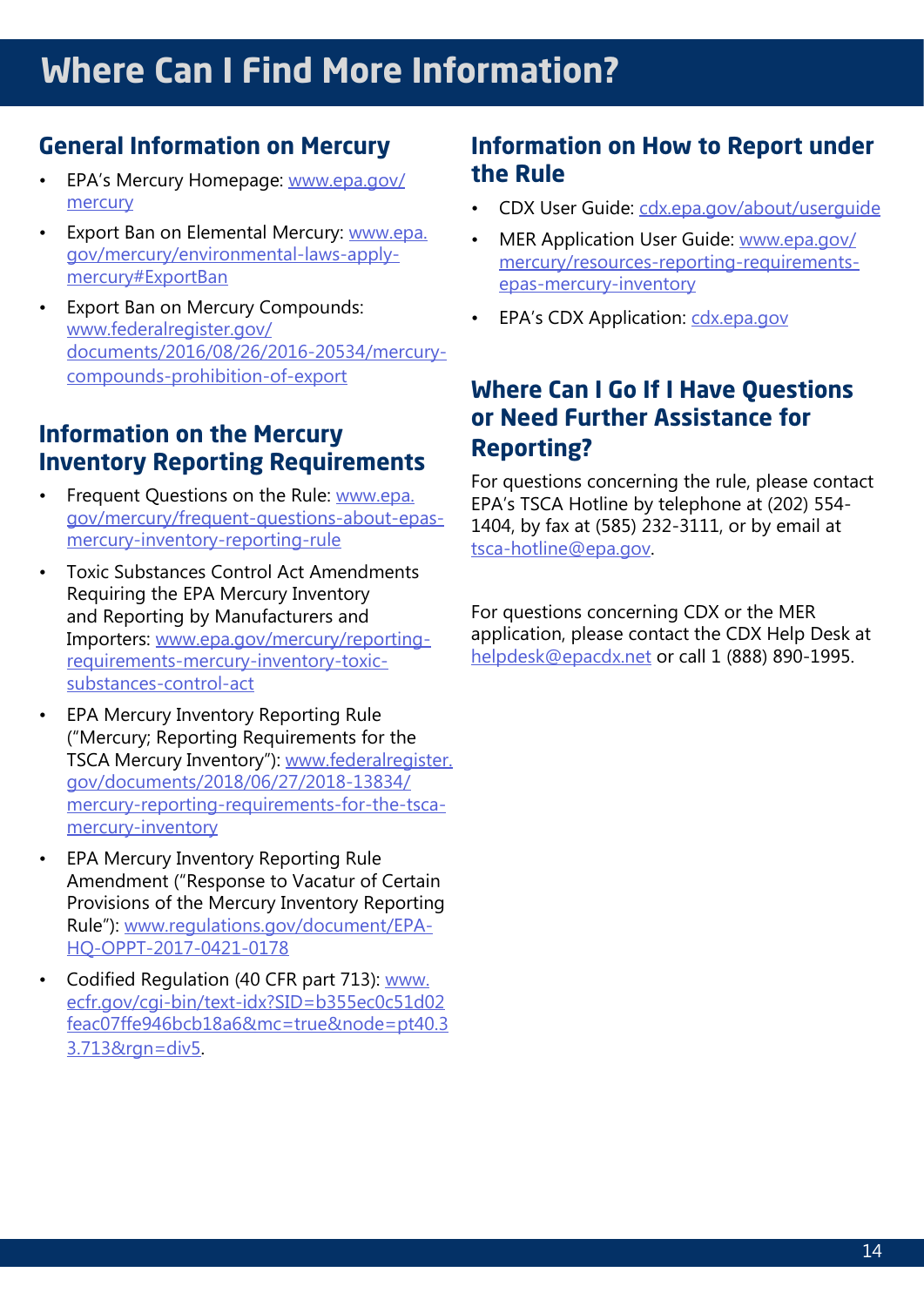# Where Can I Find More Information?

## General Information on Mercury

- EPA's Mercury Homepage: www.epa.gov/mercury
- Export Ban on Elemental Mercury: www.epa.gov/mercury/environmental-laws-apply-mercury#ExportBan
- Export Ban on Mercury Compounds: www.federalregister.gov/documents/2016/08/26/2016-20534/mercury-compounds-prohibition-of-export

## Information on the Mercury Inventory Reporting Requirements

- Frequent Questions on the Rule: www.epa.gov/mercury/frequent-questions-about-epas-mercury-inventory-reporting-rule
- Toxic Substances Control Act Amendments Requiring the EPA Mercury Inventory and Reporting by Manufacturers and Importers: www.epa.gov/mercury/reporting-requirements-mercury-inventory-toxic-substances-control-act
- EPA Mercury Inventory Reporting Rule ("Mercury; Reporting Requirements for the TSCA Mercury Inventory"): www.federalregister.gov/documents/2018/06/27/2018-13834/mercury-reporting-requirements-for-the-tsca-mercury-inventory
- EPA Mercury Inventory Reporting Rule Amendment ("Response to Vacatur of Certain Provisions of the Mercury Inventory Reporting Rule"): www.regulations.gov/document/EPA-HQ-OPPT-2017-0421-0178
- Codified Regulation (40 CFR part 713): www.ecfr.gov/cgi-bin/text-idx?SID=b355ec0c51d02feac07ffe946bcb18a6&mc=true&node=pt40.33.713&rgn=div5.

## Information on How to Report under the Rule

- CDX User Guide: cdx.epa.gov/about/userguide
- MER Application User Guide: www.epa.gov/mercury/resources-reporting-requirements-epas-mercury-inventory
- EPA's CDX Application: cdx.epa.gov

## Where Can I Go If I Have Questions or Need Further Assistance for Reporting?

For questions concerning the rule, please contact EPA's TSCA Hotline by telephone at (202) 554-1404, by fax at (585) 232-3111, or by email at tsca-hotline@epa.gov.

For questions concerning CDX or the MER application, please contact the CDX Help Desk at helpdesk@epacdx.net or call 1 (888) 890-1995.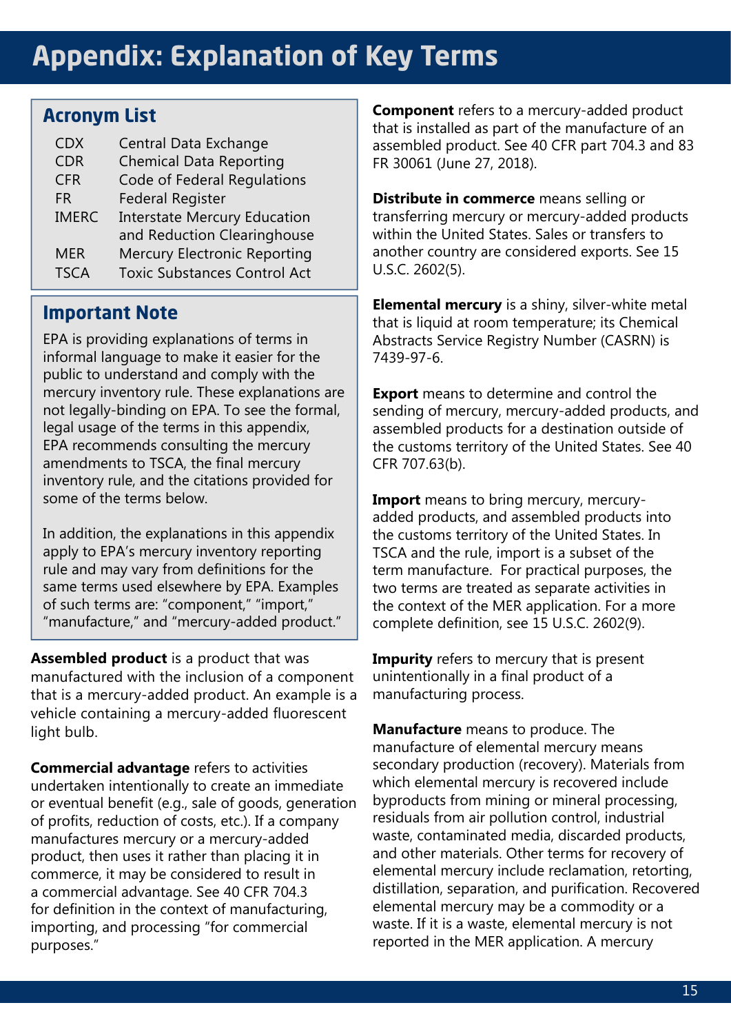# Appendix: Explanation of Key Terms

## Acronym List

| | |
|---|---|
| CDX | Central Data Exchange |
| CDR | Chemical Data Reporting |
| CFR | Code of Federal Regulations |
| FR | Federal Register |
| IMERC | Interstate Mercury Education and Reduction Clearinghouse |
| MER | Mercury Electronic Reporting |
| TSCA | Toxic Substances Control Act |

## Important Note

EPA is providing explanations of terms in informal language to make it easier for the public to understand and comply with the mercury inventory rule. These explanations are not legally-binding on EPA. To see the formal, legal usage of the terms in this appendix, EPA recommends consulting the mercury amendments to TSCA, the final mercury inventory rule, and the citations provided for some of the terms below.

In addition, the explanations in this appendix apply to EPA's mercury inventory reporting rule and may vary from definitions for the same terms used elsewhere by EPA. Examples of such terms are: "component," "import," "manufacture," and "mercury-added product."

**Assembled product** is a product that was manufactured with the inclusion of a component that is a mercury-added product. An example is a vehicle containing a mercury-added fluorescent light bulb.

**Commercial advantage** refers to activities undertaken intentionally to create an immediate or eventual benefit (e.g., sale of goods, generation of profits, reduction of costs, etc.). If a company manufactures mercury or a mercury-added product, then uses it rather than placing it in commerce, it may be considered to result in a commercial advantage. See 40 CFR 704.3 for definition in the context of manufacturing, importing, and processing "for commercial purposes."

**Component** refers to a mercury-added product that is installed as part of the manufacture of an assembled product. See 40 CFR part 704.3 and 83 FR 30061 (June 27, 2018).

**Distribute in commerce** means selling or transferring mercury or mercury-added products within the United States. Sales or transfers to another country are considered exports. See 15 U.S.C. 2602(5).

**Elemental mercury** is a shiny, silver-white metal that is liquid at room temperature; its Chemical Abstracts Service Registry Number (CASRN) is 7439-97-6.

**Export** means to determine and control the sending of mercury, mercury-added products, and assembled products for a destination outside of the customs territory of the United States. See 40 CFR 707.63(b).

**Import** means to bring mercury, mercury-added products, and assembled products into the customs territory of the United States. In TSCA and the rule, import is a subset of the term manufacture. For practical purposes, the two terms are treated as separate activities in the context of the MER application. For a more complete definition, see 15 U.S.C. 2602(9).

**Impurity** refers to mercury that is present unintentionally in a final product of a manufacturing process.

**Manufacture** means to produce. The manufacture of elemental mercury means secondary production (recovery). Materials from which elemental mercury is recovered include byproducts from mining or mineral processing, residuals from air pollution control, industrial waste, contaminated media, discarded products, and other materials. Other terms for recovery of elemental mercury include reclamation, retorting, distillation, separation, and purification. Recovered elemental mercury may be a commodity or a waste. If it is a waste, elemental mercury is not reported in the MER application. A mercury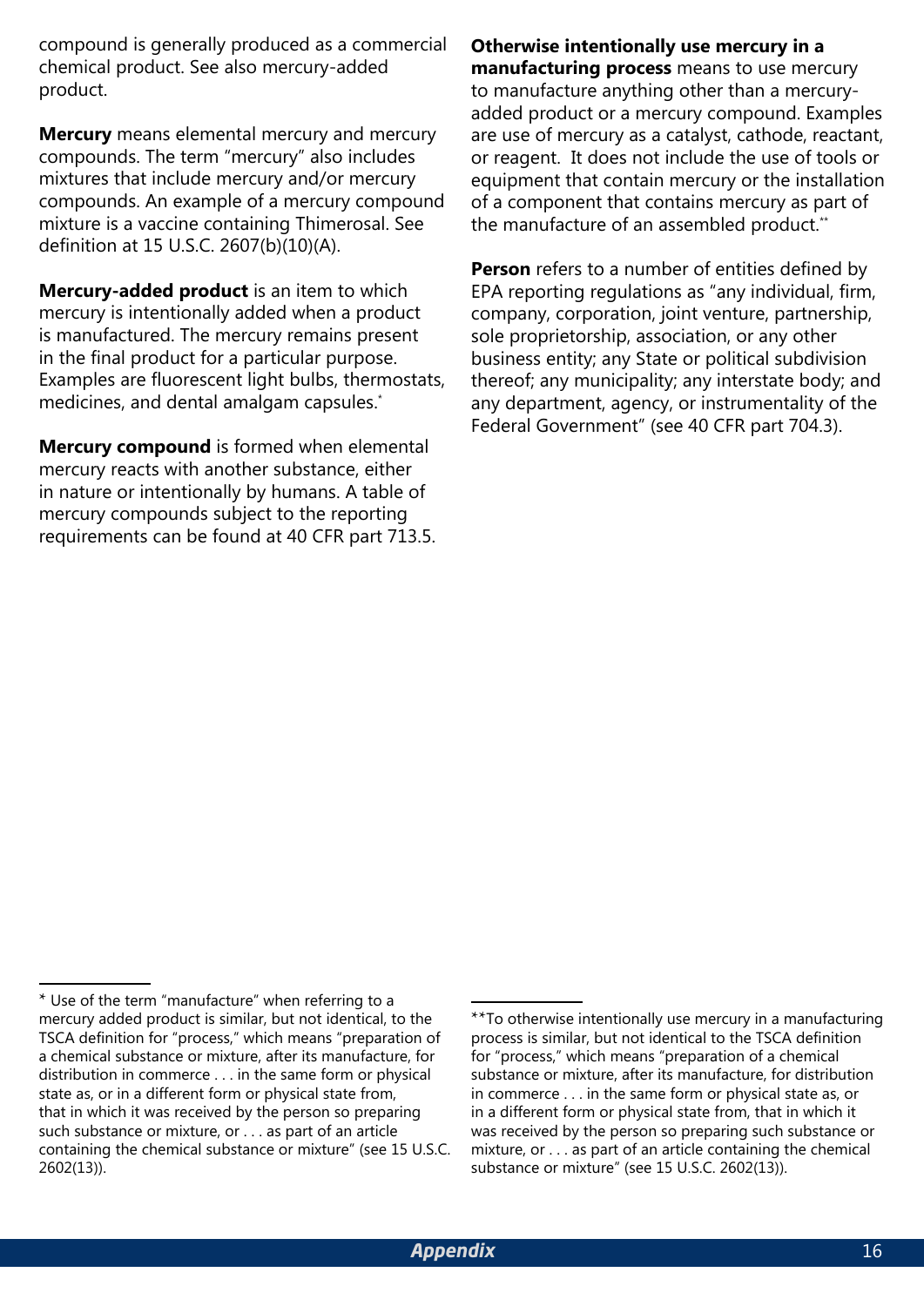compound is generally produced as a commercial chemical product. See also mercury-added product.

**Mercury** means elemental mercury and mercury compounds. The term “mercury” also includes mixtures that include mercury and/or mercury compounds. An example of a mercury compound mixture is a vaccine containing Thimerosal. See definition at 15 U.S.C. 2607(b)(10)(A).

**Mercury-added product** is an item to which mercury is intentionally added when a product is manufactured. The mercury remains present in the final product for a particular purpose. Examples are fluorescent light bulbs, thermostats, medicines, and dental amalgam capsules.*

**Mercury compound** is formed when elemental mercury reacts with another substance, either in nature or intentionally by humans. A table of mercury compounds subject to the reporting requirements can be found at 40 CFR part 713.5.

**Otherwise intentionally use mercury in a manufacturing process** means to use mercury to manufacture anything other than a mercury-added product or a mercury compound. Examples are use of mercury as a catalyst, cathode, reactant, or reagent. It does not include the use of tools or equipment that contain mercury or the installation of a component that contains mercury as part of the manufacture of an assembled product.**

**Person** refers to a number of entities defined by EPA reporting regulations as “any individual, firm, company, corporation, joint venture, partnership, sole proprietorship, association, or any other business entity; any State or political subdivision thereof; any municipality; any interstate body; and any department, agency, or instrumentality of the Federal Government” (see 40 CFR part 704.3).

---

* Use of the term “manufacture” when referring to a mercury added product is similar, but not identical, to the TSCA definition for “process,” which means “preparation of a chemical substance or mixture, after its manufacture, for distribution in commerce . . . in the same form or physical state as, or in a different form or physical state from, that in which it was received by the person so preparing such substance or mixture, or . . . as part of an article containing the chemical substance or mixture” (see 15 U.S.C. 2602(13)).

**To otherwise intentionally use mercury in a manufacturing process is similar, but not identical to the TSCA definition for “process,” which means “preparation of a chemical substance or mixture, after its manufacture, for distribution in commerce . . . in the same form or physical state as, or in a different form or physical state from, that in which it was received by the person so preparing such substance or mixture, or . . . as part of an article containing the chemical substance or mixture” (see 15 U.S.C. 2602(13)).